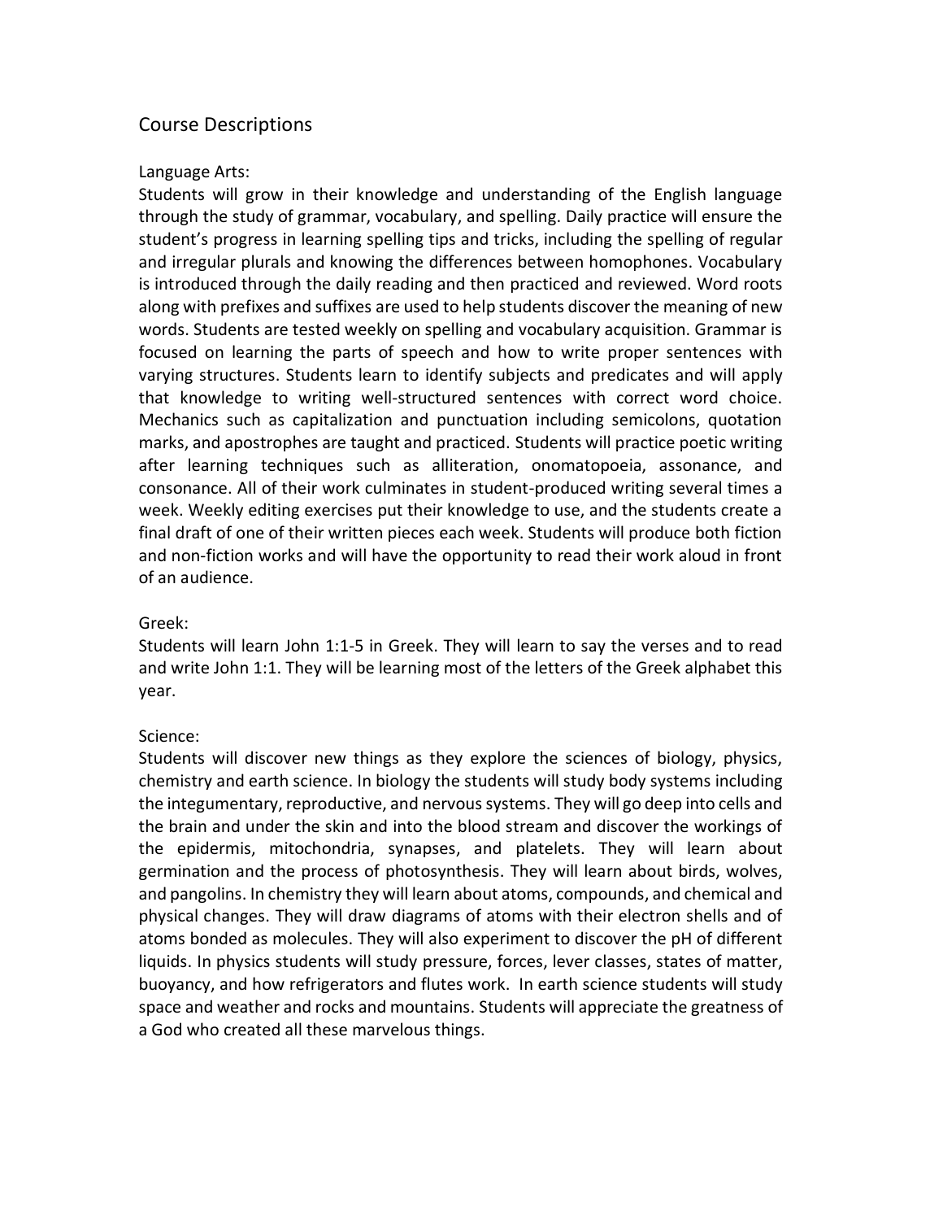# Course Descriptions

## Language Arts:

Students will grow in their knowledge and understanding of the English language through the study of grammar, vocabulary, and spelling. Daily practice will ensure the student's progress in learning spelling tips and tricks, including the spelling of regular and irregular plurals and knowing the differences between homophones. Vocabulary is introduced through the daily reading and then practiced and reviewed. Word roots along with prefixes and suffixes are used to help students discover the meaning of new words. Students are tested weekly on spelling and vocabulary acquisition. Grammar is focused on learning the parts of speech and how to write proper sentences with varying structures. Students learn to identify subjects and predicates and will apply that knowledge to writing well-structured sentences with correct word choice. Mechanics such as capitalization and punctuation including semicolons, quotation marks, and apostrophes are taught and practiced. Students will practice poetic writing after learning techniques such as alliteration, onomatopoeia, assonance, and consonance. All of their work culminates in student-produced writing several times a week. Weekly editing exercises put their knowledge to use, and the students create a final draft of one of their written pieces each week. Students will produce both fiction and non-fiction works and will have the opportunity to read their work aloud in front of an audience.

## Greek:

Students will learn John 1:1-5 in Greek. They will learn to say the verses and to read and write John 1:1. They will be learning most of the letters of the Greek alphabet this year.

## Science:

Students will discover new things as they explore the sciences of biology, physics, chemistry and earth science. In biology the students will study body systems including the integumentary, reproductive, and nervous systems. They will go deep into cells and the brain and under the skin and into the blood stream and discover the workings of the epidermis, mitochondria, synapses, and platelets. They will learn about germination and the process of photosynthesis. They will learn about birds, wolves, and pangolins. In chemistry they will learn about atoms, compounds, and chemical and physical changes. They will draw diagrams of atoms with their electron shells and of atoms bonded as molecules. They will also experiment to discover the pH of different liquids. In physics students will study pressure, forces, lever classes, states of matter, buoyancy, and how refrigerators and flutes work. In earth science students will study space and weather and rocks and mountains. Students will appreciate the greatness of a God who created all these marvelous things.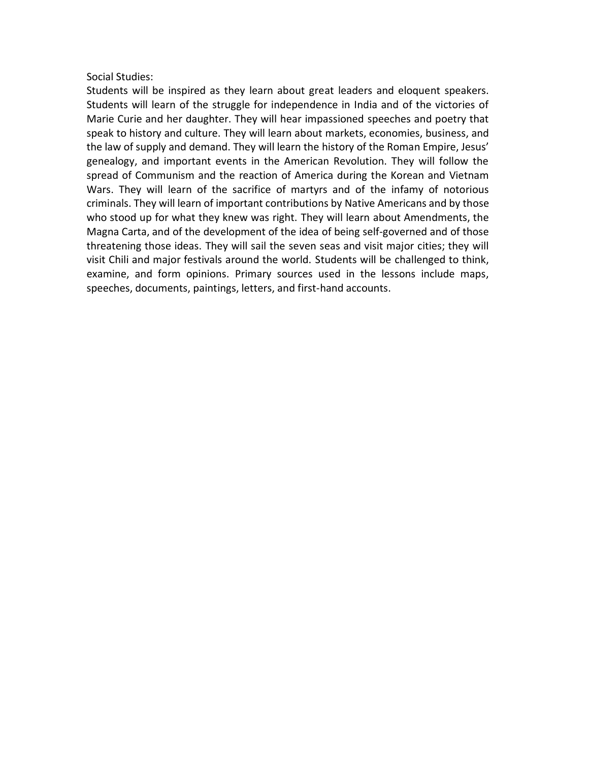Social Studies:

Students will be inspired as they learn about great leaders and eloquent speakers. Students will learn of the struggle for independence in India and of the victories of Marie Curie and her daughter. They will hear impassioned speeches and poetry that speak to history and culture. They will learn about markets, economies, business, and the law of supply and demand. They will learn the history of the Roman Empire, Jesus' genealogy, and important events in the American Revolution. They will follow the spread of Communism and the reaction of America during the Korean and Vietnam Wars. They will learn of the sacrifice of martyrs and of the infamy of notorious criminals. They will learn of important contributions by Native Americans and by those who stood up for what they knew was right. They will learn about Amendments, the Magna Carta, and of the development of the idea of being self-governed and of those threatening those ideas. They will sail the seven seas and visit major cities; they will visit Chili and major festivals around the world. Students will be challenged to think, examine, and form opinions. Primary sources used in the lessons include maps, speeches, documents, paintings, letters, and first-hand accounts.